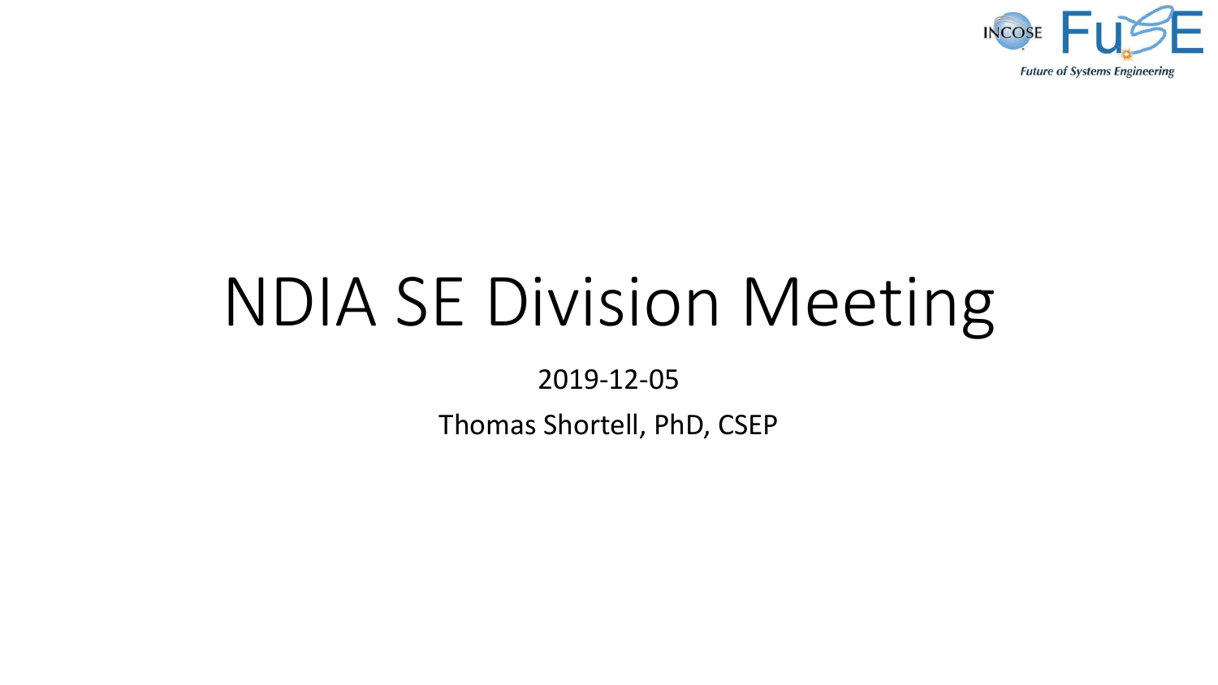# NDIA SE Division Meeting

2019-12-05

Thomas Shortell, PhD, CSEP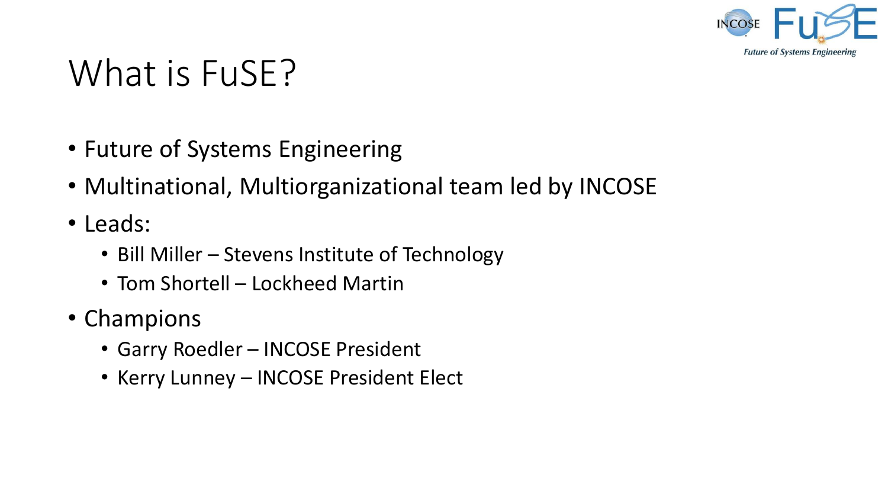# What is FuSE?

- Future of Systems Engineering
- Multinational, Multiorganizational team led by INCOSE
- Leads:
  - Bill Miller – Stevens Institute of Technology
  - Tom Shortell – Lockheed Martin
- Champions
  - Garry Roedler – INCOSE President
  - Kerry Lunney – INCOSE President Elect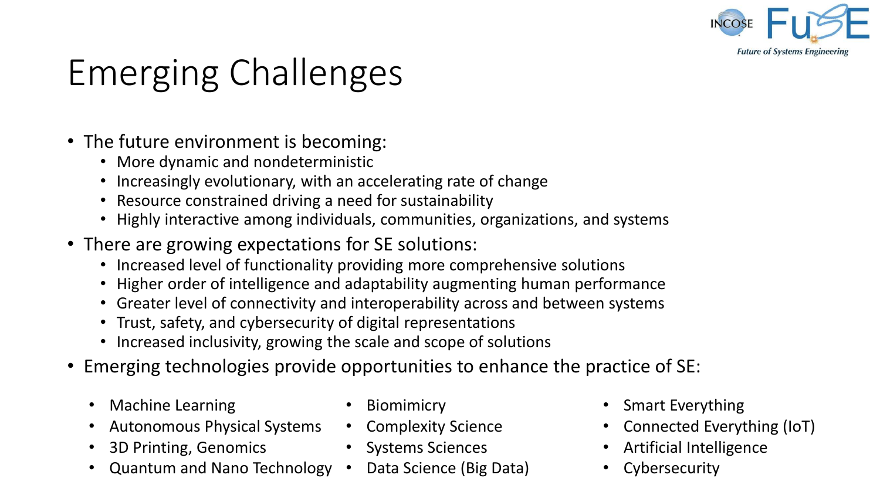# Emerging Challenges

- The future environment is becoming:
  - More dynamic and nondeterministic
  - Increasingly evolutionary, with an accelerating rate of change
  - Resource constrained driving a need for sustainability
  - Highly interactive among individuals, communities, organizations, and systems
- There are growing expectations for SE solutions:
  - Increased level of functionality providing more comprehensive solutions
  - Higher order of intelligence and adaptability augmenting human performance
  - Greater level of connectivity and interoperability across and between systems
  - Trust, safety, and cybersecurity of digital representations
  - Increased inclusivity, growing the scale and scope of solutions
- Emerging technologies provide opportunities to enhance the practice of SE:
  - Machine Learning
  - Autonomous Physical Systems
  - 3D Printing, Genomics
  - Quantum and Nano Technology
  - Biomimicry
  - Complexity Science
  - Systems Sciences
  - Data Science (Big Data)
  - Smart Everything
  - Connected Everything (IoT)
  - Artificial Intelligence
  - Cybersecurity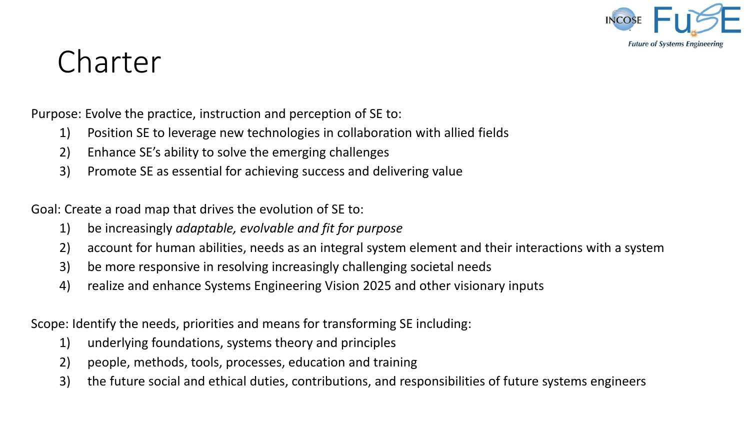# Charter

Purpose: Evolve the practice, instruction and perception of SE to:

1) Position SE to leverage new technologies in collaboration with allied fields
2) Enhance SE's ability to solve the emerging challenges
3) Promote SE as essential for achieving success and delivering value

Goal: Create a road map that drives the evolution of SE to:

1) be increasingly *adaptable, evolvable and fit for purpose*
2) account for human abilities, needs as an integral system element and their interactions with a system
3) be more responsive in resolving increasingly challenging societal needs
4) realize and enhance Systems Engineering Vision 2025 and other visionary inputs

Scope: Identify the needs, priorities and means for transforming SE including:

1) underlying foundations, systems theory and principles
2) people, methods, tools, processes, education and training
3) the future social and ethical duties, contributions, and responsibilities of future systems engineers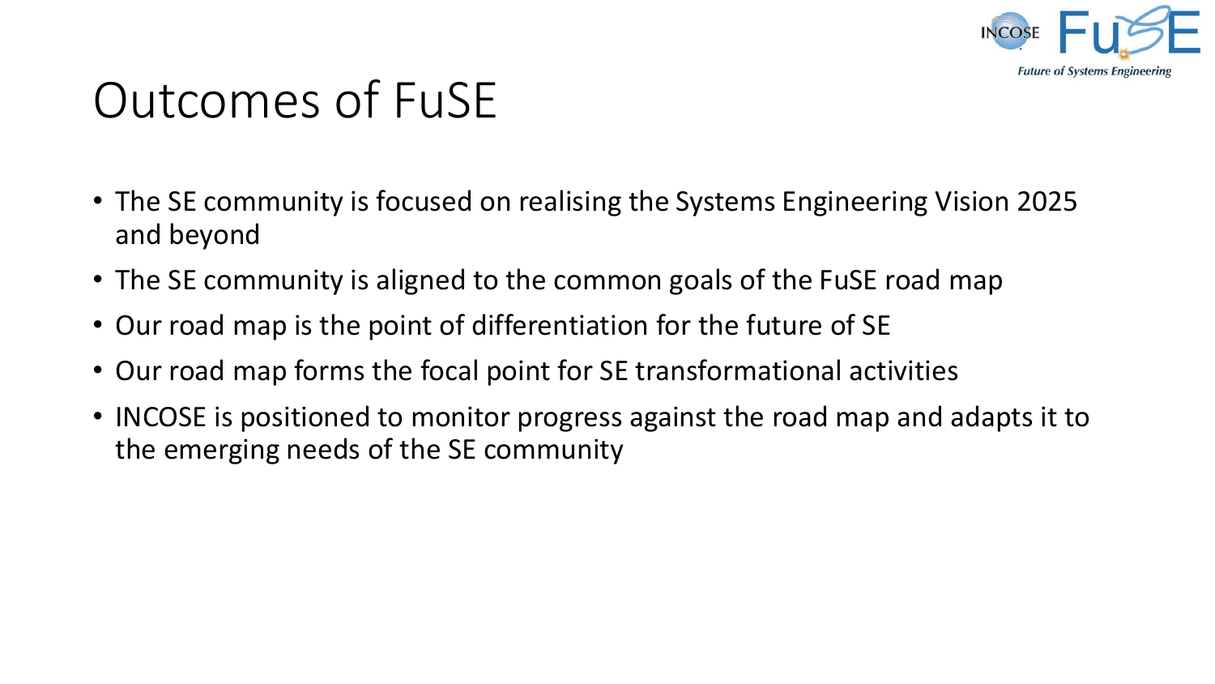# Outcomes of FuSE

- The SE community is focused on realising the Systems Engineering Vision 2025 and beyond
- The SE community is aligned to the common goals of the FuSE road map
- Our road map is the point of differentiation for the future of SE
- Our road map forms the focal point for SE transformational activities
- INCOSE is positioned to monitor progress against the road map and adapts it to the emerging needs of the SE community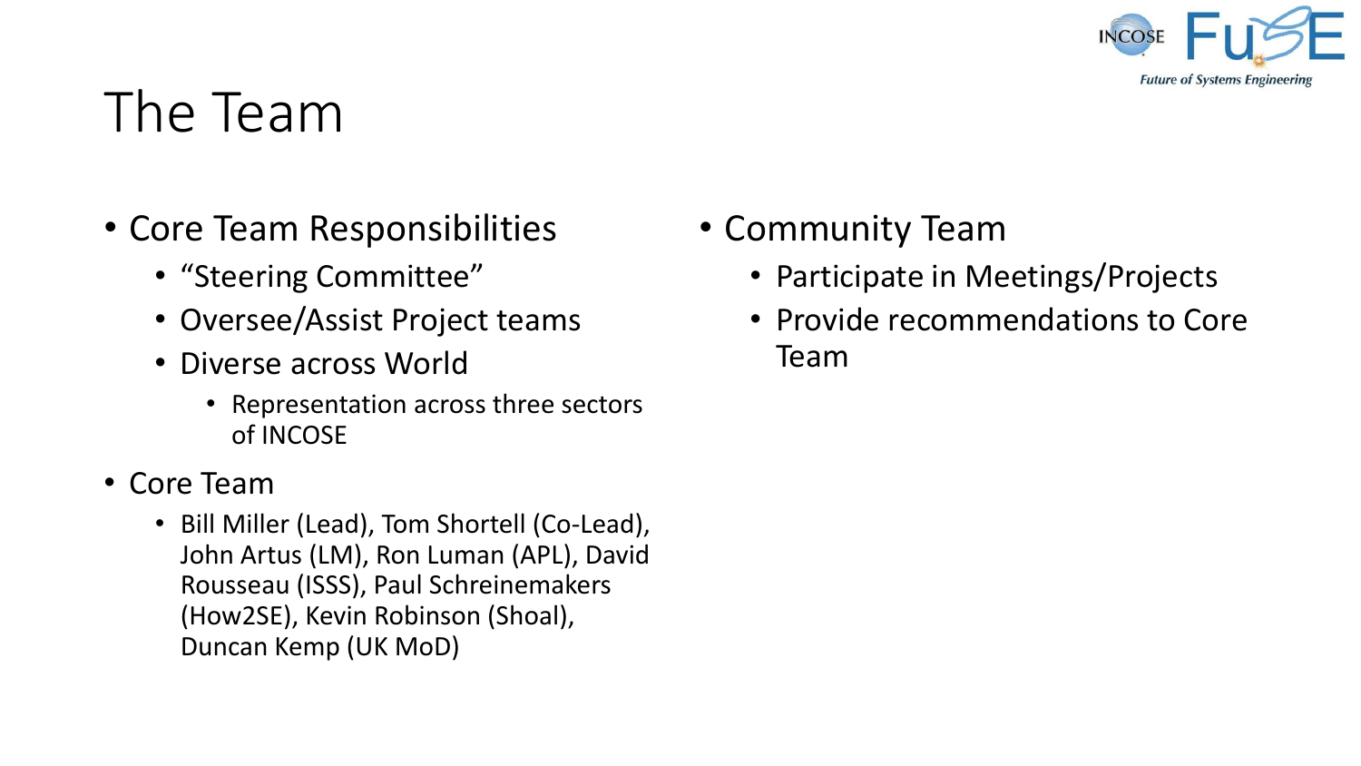# The Team

- Core Team Responsibilities
  - “Steering Committee”
  - Oversee/Assist Project teams
  - Diverse across World
    - Representation across three sectors of INCOSE
- Core Team
  - Bill Miller (Lead), Tom Shortell (Co-Lead), John Artus (LM), Ron Luman (APL), David Rousseau (ISSS), Paul Schreinemakers (How2SE), Kevin Robinson (Shoal), Duncan Kemp (UK MoD)

- Community Team
  - Participate in Meetings/Projects
  - Provide recommendations to Core Team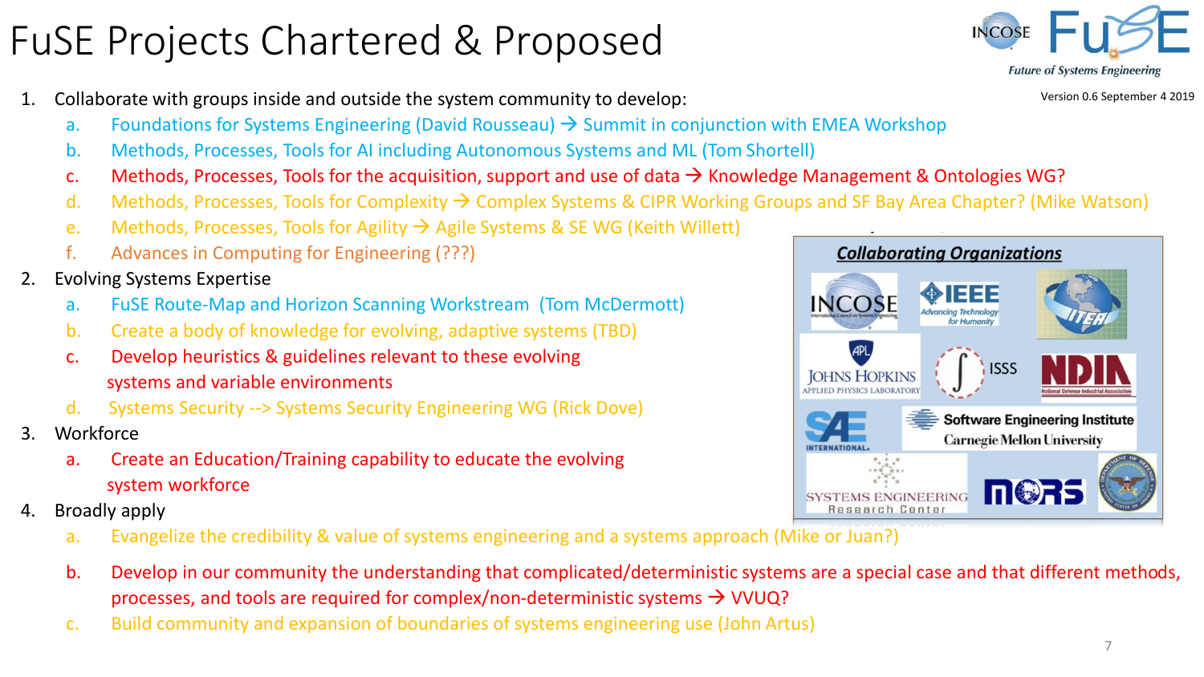# FuSE Projects Chartered & Proposed

Version 0.6 September 4 2019

1. Collaborate with groups inside and outside the system community to develop:
   a. Foundations for Systems Engineering (David Rousseau) → Summit in conjunction with EMEA Workshop
   b. Methods, Processes, Tools for AI including Autonomous Systems and ML (Tom Shortell)
   c. Methods, Processes, Tools for the acquisition, support and use of data → Knowledge Management & Ontologies WG?
   d. Methods, Processes, Tools for Complexity → Complex Systems & CIPR Working Groups and SF Bay Area Chapter? (Mike Watson)
   e. Methods, Processes, Tools for Agility → Agile Systems & SE WG (Keith Willett)
   f. Advances in Computing for Engineering (???)
2. Evolving Systems Expertise
   a. FuSE Route-Map and Horizon Scanning Workstream (Tom McDermott)
   b. Create a body of knowledge for evolving, adaptive systems (TBD)
   c. Develop heuristics & guidelines relevant to these evolving systems and variable environments
   d. Systems Security --> Systems Security Engineering WG (Rick Dove)
3. Workforce
   a. Create an Education/Training capability to educate the evolving system workforce
4. Broadly apply
   a. Evangelize the credibility & value of systems engineering and a systems approach (Mike or Juan?)
   b. Develop in our community the understanding that complicated/deterministic systems are a special case and that different methods, processes, and tools are required for complex/non-deterministic systems → VVUQ?
   c. Build community and expansion of boundaries of systems engineering use (John Artus)

***Collaborating Organizations***

INCOSE, IEEE, ITEA, Johns Hopkins Applied Physics Laboratory, ISSS, NDIA, SAE International, Software Engineering Institute Carnegie Mellon University, Systems Engineering Research Center, MORS, Department of Defense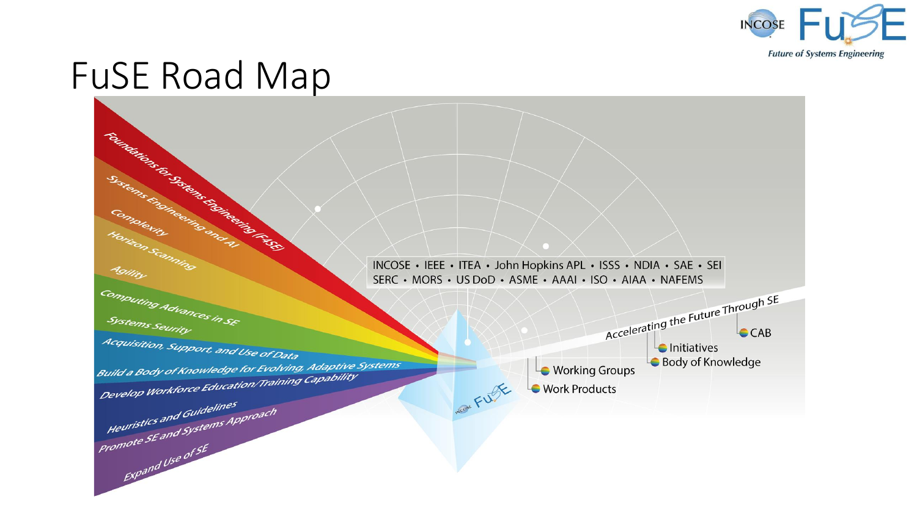# FuSE Road Map

- Foundations for Systems Engineering (F4SE)
- Systems Engineering and AI
- Complexity
- Horizon Scanning
- Agility
- Computing Advances in SE
- Systems Seurity
- Acquisition, Support, and Use of Data
- Build a Body of Knowledge for Evolving, Adaptive Systems
- Develop Workforce Education/Training Capability
- Heuristics and Guidelines
- Promote SE and Systems Approach
- Expand Use of SE

INCOSE • IEEE • ITEA • John Hopkins APL • ISSS • NDIA • SAE • SEI
SERC • MORS • US DoD • ASME • AAAI • ISO • AIAA • NAFEMS

Accelerating the Future Through SE

- Work Products
- Working Groups
- Body of Knowledge
- Initiatives
- CAB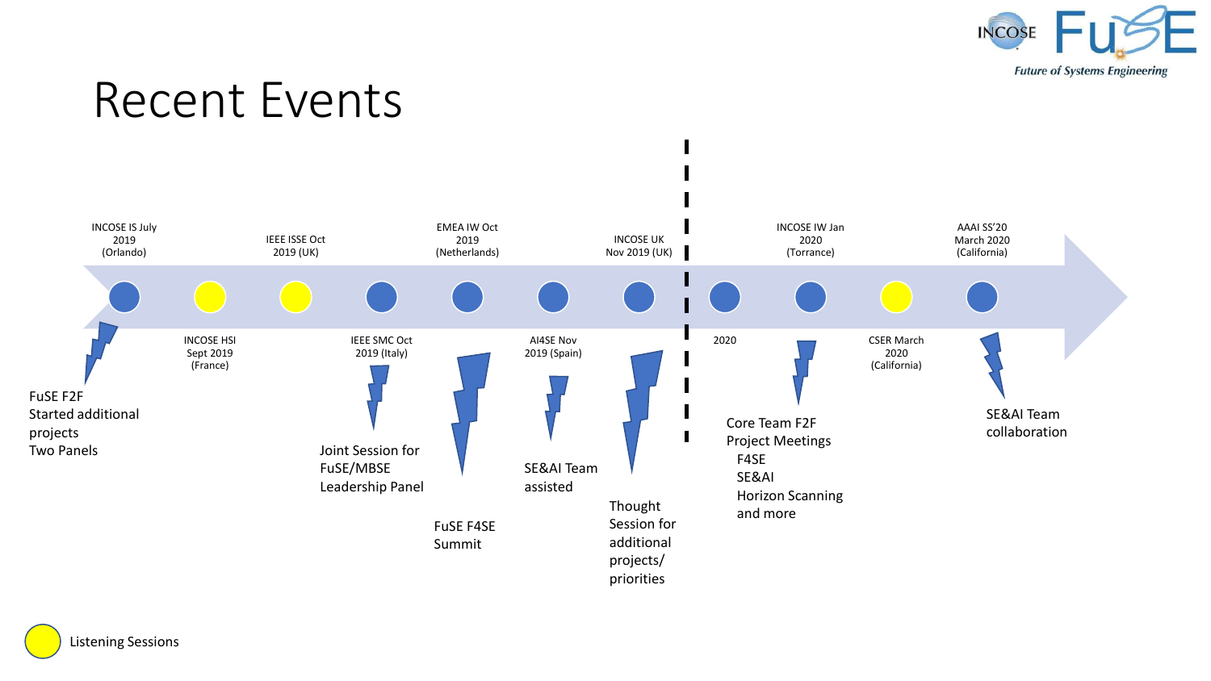# Recent Events

- **INCOSE IS July 2019 (Orlando)**
  - FuSE F2F
  - Started additional projects
  - Two Panels
- **INCOSE HSI Sept 2019 (France)** — Listening Session
- **IEEE ISSE Oct 2019 (UK)** — Listening Session
- **IEEE SMC Oct 2019 (Italy)**
  - Joint Session for FuSE/MBSE Leadership Panel
- **EMEA IW Oct 2019 (Netherlands)**
  - FuSE F4SE Summit
- **AI4SE Nov 2019 (Spain)**
  - SE&AI Team assisted
- **INCOSE UK Nov 2019 (UK)**
  - Thought Session for additional projects/ priorities
- **2020**
- **INCOSE IW Jan 2020 (Torrance)**
  - Core Team F2F
  - Project Meetings
    - F4SE
    - SE&AI
    - Horizon Scanning and more
- **CSER March 2020 (California)** — Listening Session
- **AAAI SS'20 March 2020 (California)**
  - SE&AI Team collaboration

Listening Sessions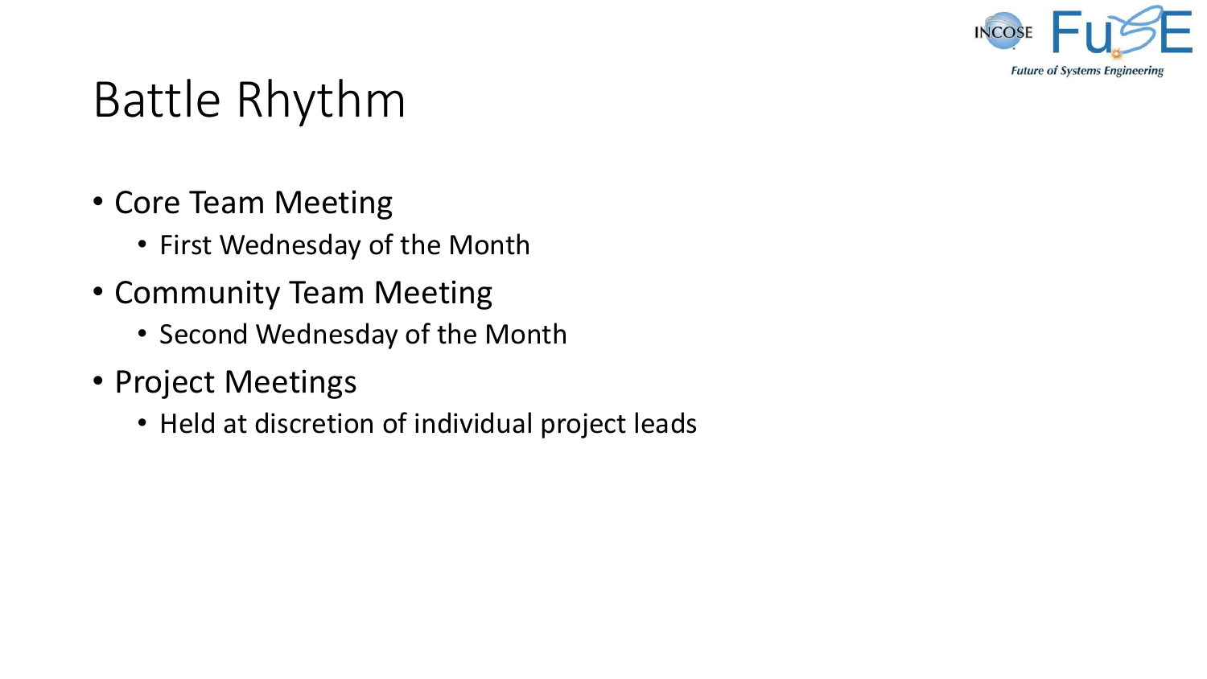# Battle Rhythm

- Core Team Meeting
  - First Wednesday of the Month
- Community Team Meeting
  - Second Wednesday of the Month
- Project Meetings
  - Held at discretion of individual project leads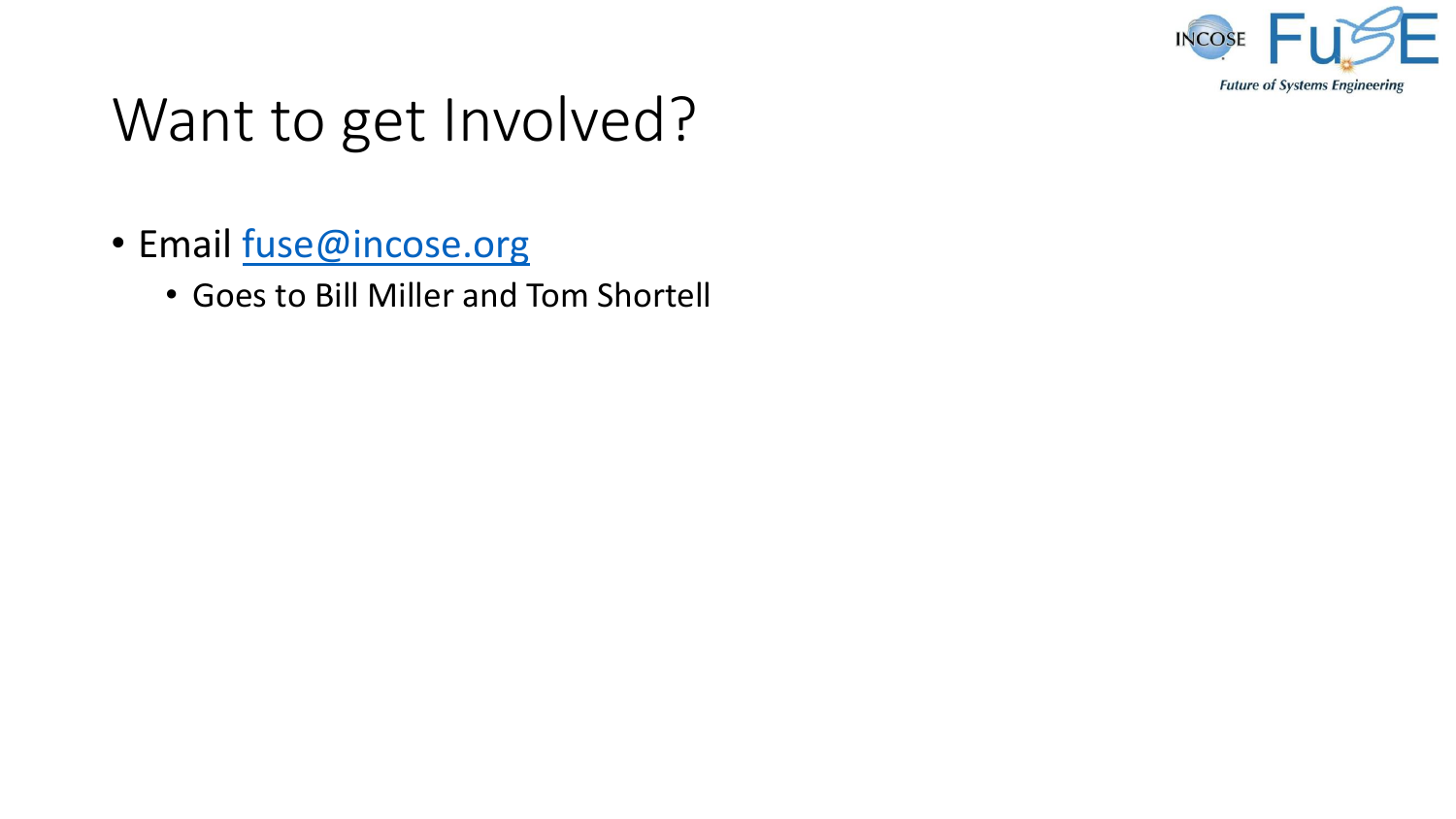# Want to get Involved?

- Email fuse@incose.org
  - Goes to Bill Miller and Tom Shortell